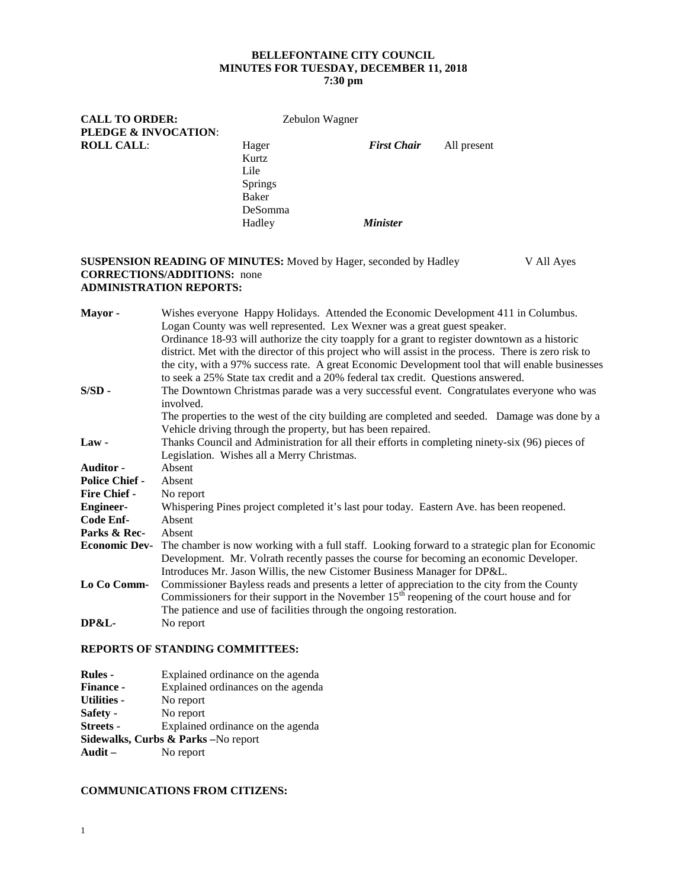**BELLEFONTAINE CITY COUNCIL**
**MINUTES FOR TUESDAY, DECEMBER 11, 2018**
**7:30 pm**

**CALL TO ORDER:** Zebulon Wagner
**PLEDGE & INVOCATION**:
**ROLL CALL**:

| | | |
|---|---|---|
| Hager | ***First Chair*** | All present |
| Kurtz | | |
| Lile | | |
| Springs | | |
| Baker | | |
| DeSomma | | |
| Hadley | ***Minister*** | |

**SUSPENSION READING OF MINUTES:** Moved by Hager, seconded by Hadley V All Ayes
**CORRECTIONS/ADDITIONS:** none
**ADMINISTRATION REPORTS:**

**Mayor -** Wishes everyone Happy Holidays. Attended the Economic Development 411 in Columbus. Logan County was well represented. Lex Wexner was a great guest speaker.
Ordinance 18-93 will authorize the city toapply for a grant to register downtown as a historic district. Met with the director of this project who will assist in the process. There is zero risk to the city, with a 97% success rate. A great Economic Development tool that will enable businesses to seek a 25% State tax credit and a 20% federal tax credit. Questions answered.

**S/SD -** The Downtown Christmas parade was a very successful event. Congratulates everyone who was involved.
The properties to the west of the city building are completed and seeded. Damage was done by a Vehicle driving through the property, but has been repaired.

**Law -** Thanks Council and Administration for all their efforts in completing ninety-six (96) pieces of Legislation. Wishes all a Merry Christmas.

**Auditor -** Absent

**Police Chief -** Absent

**Fire Chief -** No report

**Engineer-** Whispering Pines project completed it's last pour today. Eastern Ave. has been reopened.

**Code Enf-** Absent

**Parks & Rec-** Absent

**Economic Dev-** The chamber is now working with a full staff. Looking forward to a strategic plan for Economic Development. Mr. Volrath recently passes the course for becoming an economic Developer. Introduces Mr. Jason Willis, the new Cistomer Business Manager for DP&L.

**Lo Co Comm-** Commissioner Bayless reads and presents a letter of appreciation to the city from the County Commissioners for their support in the November 15th reopening of the court house and for The patience and use of facilities through the ongoing restoration.

**DP&L-** No report

**REPORTS OF STANDING COMMITTEES:**

**Rules -** Explained ordinance on the agenda
**Finance -** Explained ordinances on the agenda
**Utilities -** No report
**Safety -** No report
**Streets -** Explained ordinance on the agenda
**Sidewalks, Curbs & Parks –**No report
**Audit –** No report

**COMMUNICATIONS FROM CITIZENS:**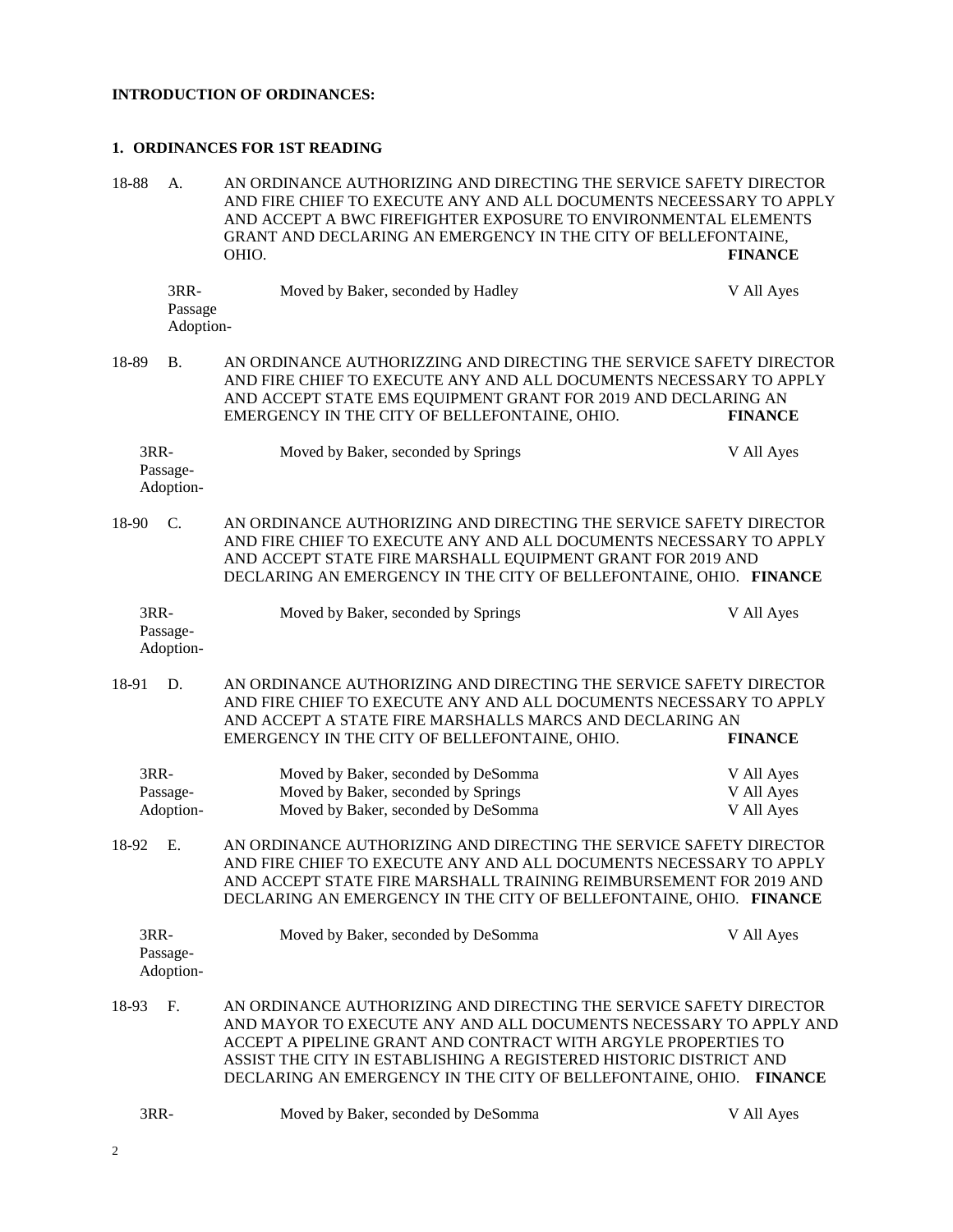**INTRODUCTION OF ORDINANCES:**

**1. ORDINANCES FOR 1ST READING**

18-88 A. AN ORDINANCE AUTHORIZING AND DIRECTING THE SERVICE SAFETY DIRECTOR AND FIRE CHIEF TO EXECUTE ANY AND ALL DOCUMENTS NECEESSARY TO APPLY AND ACCEPT A BWC FIREFIGHTER EXPOSURE TO ENVIRONMENTAL ELEMENTS GRANT AND DECLARING AN EMERGENCY IN THE CITY OF BELLEFONTAINE, OHIO. **FINANCE**

| | | |
|---|---|---|
| 3RR- | Moved by Baker, seconded by Hadley | V All Ayes |
| Passage | | |
| Adoption- | | |

18-89 B. AN ORDINANCE AUTHORIZZING AND DIRECTING THE SERVICE SAFETY DIRECTOR AND FIRE CHIEF TO EXECUTE ANY AND ALL DOCUMENTS NECESSARY TO APPLY AND ACCEPT STATE EMS EQUIPMENT GRANT FOR 2019 AND DECLARING AN EMERGENCY IN THE CITY OF BELLEFONTAINE, OHIO. **FINANCE**

| | | |
|---|---|---|
| 3RR- | Moved by Baker, seconded by Springs | V All Ayes |
| Passage- | | |
| Adoption- | | |

18-90 C. AN ORDINANCE AUTHORIZING AND DIRECTING THE SERVICE SAFETY DIRECTOR AND FIRE CHIEF TO EXECUTE ANY AND ALL DOCUMENTS NECESSARY TO APPLY AND ACCEPT STATE FIRE MARSHALL EQUIPMENT GRANT FOR 2019 AND DECLARING AN EMERGENCY IN THE CITY OF BELLEFONTAINE, OHIO. **FINANCE**

| | | |
|---|---|---|
| 3RR- | Moved by Baker, seconded by Springs | V All Ayes |
| Passage- | | |
| Adoption- | | |

18-91 D. AN ORDINANCE AUTHORIZING AND DIRECTING THE SERVICE SAFETY DIRECTOR AND FIRE CHIEF TO EXECUTE ANY AND ALL DOCUMENTS NECESSARY TO APPLY AND ACCEPT A STATE FIRE MARSHALLS MARCS AND DECLARING AN EMERGENCY IN THE CITY OF BELLEFONTAINE, OHIO. **FINANCE**

| | | |
|---|---|---|
| 3RR- | Moved by Baker, seconded by DeSomma | V All Ayes |
| Passage- | Moved by Baker, seconded by Springs | V All Ayes |
| Adoption- | Moved by Baker, seconded by DeSomma | V All Ayes |

18-92 E. AN ORDINANCE AUTHORIZING AND DIRECTING THE SERVICE SAFETY DIRECTOR AND FIRE CHIEF TO EXECUTE ANY AND ALL DOCUMENTS NECESSARY TO APPLY AND ACCEPT STATE FIRE MARSHALL TRAINING REIMBURSEMENT FOR 2019 AND DECLARING AN EMERGENCY IN THE CITY OF BELLEFONTAINE, OHIO. **FINANCE**

| | | |
|---|---|---|
| 3RR- | Moved by Baker, seconded by DeSomma | V All Ayes |
| Passage- | | |
| Adoption- | | |

18-93 F. AN ORDINANCE AUTHORIZING AND DIRECTING THE SERVICE SAFETY DIRECTOR AND MAYOR TO EXECUTE ANY AND ALL DOCUMENTS NECESSARY TO APPLY AND ACCEPT A PIPELINE GRANT AND CONTRACT WITH ARGYLE PROPERTIES TO ASSIST THE CITY IN ESTABLISHING A REGISTERED HISTORIC DISTRICT AND DECLARING AN EMERGENCY IN THE CITY OF BELLEFONTAINE, OHIO. **FINANCE**

| | | |
|---|---|---|
| 3RR- | Moved by Baker, seconded by DeSomma | V All Ayes |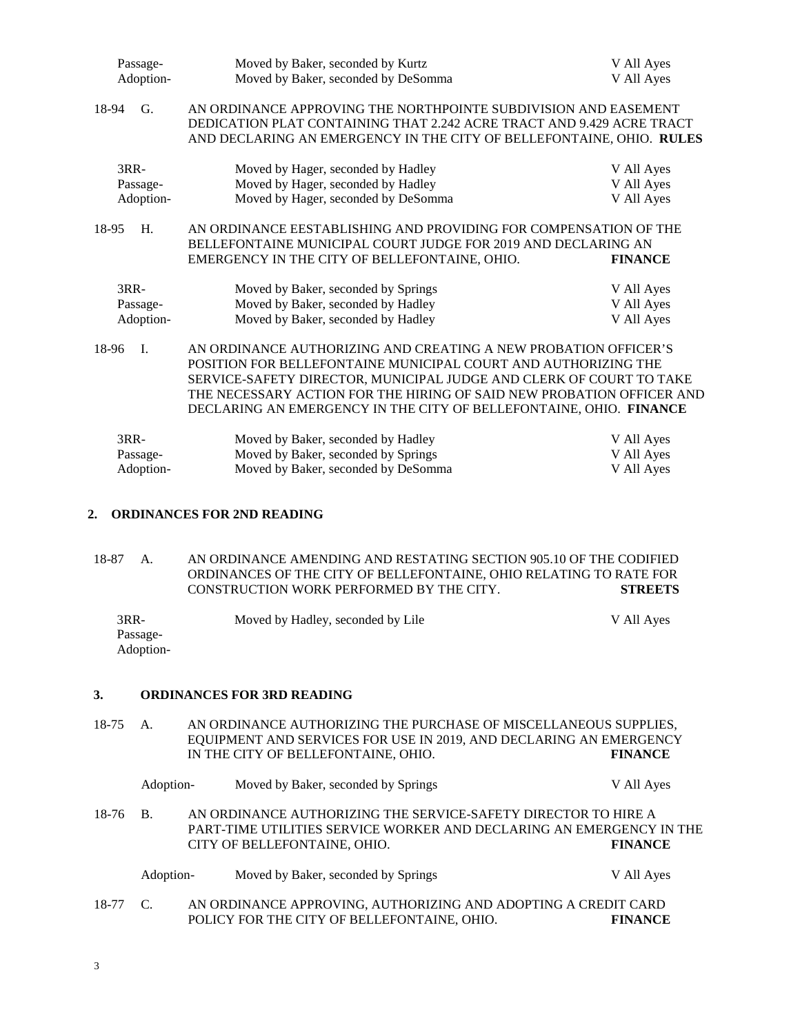| | | |
|---|---|---|
| Passage- | Moved by Baker, seconded by Kurtz | V All Ayes |
| Adoption- | Moved by Baker, seconded by DeSomma | V All Ayes |

18-94 G. AN ORDINANCE APPROVING THE NORTHPOINTE SUBDIVISION AND EASEMENT DEDICATION PLAT CONTAINING THAT 2.242 ACRE TRACT AND 9.429 ACRE TRACT AND DECLARING AN EMERGENCY IN THE CITY OF BELLEFONTAINE, OHIO. **RULES**

| | | |
|---|---|---|
| 3RR- | Moved by Hager, seconded by Hadley | V All Ayes |
| Passage- | Moved by Hager, seconded by Hadley | V All Ayes |
| Adoption- | Moved by Hager, seconded by DeSomma | V All Ayes |

18-95 H. AN ORDINANCE EESTABLISHING AND PROVIDING FOR COMPENSATION OF THE BELLEFONTAINE MUNICIPAL COURT JUDGE FOR 2019 AND DECLARING AN EMERGENCY IN THE CITY OF BELLEFONTAINE, OHIO. **FINANCE**

| | | |
|---|---|---|
| 3RR- | Moved by Baker, seconded by Springs | V All Ayes |
| Passage- | Moved by Baker, seconded by Hadley | V All Ayes |
| Adoption- | Moved by Baker, seconded by Hadley | V All Ayes |

18-96 I. AN ORDINANCE AUTHORIZING AND CREATING A NEW PROBATION OFFICER'S POSITION FOR BELLEFONTAINE MUNICIPAL COURT AND AUTHORIZING THE SERVICE-SAFETY DIRECTOR, MUNICIPAL JUDGE AND CLERK OF COURT TO TAKE THE NECESSARY ACTION FOR THE HIRING OF SAID NEW PROBATION OFFICER AND DECLARING AN EMERGENCY IN THE CITY OF BELLEFONTAINE, OHIO. **FINANCE**

| | | |
|---|---|---|
| 3RR- | Moved by Baker, seconded by Hadley | V All Ayes |
| Passage- | Moved by Baker, seconded by Springs | V All Ayes |
| Adoption- | Moved by Baker, seconded by DeSomma | V All Ayes |

## 2. ORDINANCES FOR 2ND READING

18-87 A. AN ORDINANCE AMENDING AND RESTATING SECTION 905.10 OF THE CODIFIED ORDINANCES OF THE CITY OF BELLEFONTAINE, OHIO RELATING TO RATE FOR CONSTRUCTION WORK PERFORMED BY THE CITY. **STREETS**

| | | |
|---|---|---|
| 3RR- | Moved by Hadley, seconded by Lile | V All Ayes |
| Passage- | | |
| Adoption- | | |

## 3. ORDINANCES FOR 3RD READING

18-75 A. AN ORDINANCE AUTHORIZING THE PURCHASE OF MISCELLANEOUS SUPPLIES, EQUIPMENT AND SERVICES FOR USE IN 2019, AND DECLARING AN EMERGENCY IN THE CITY OF BELLEFONTAINE, OHIO. **FINANCE**

| | | |
|---|---|---|
| Adoption- | Moved by Baker, seconded by Springs | V All Ayes |

18-76 B. AN ORDINANCE AUTHORIZING THE SERVICE-SAFETY DIRECTOR TO HIRE A PART-TIME UTILITIES SERVICE WORKER AND DECLARING AN EMERGENCY IN THE CITY OF BELLEFONTAINE, OHIO. **FINANCE**

| | | |
|---|---|---|
| Adoption- | Moved by Baker, seconded by Springs | V All Ayes |

18-77 C. AN ORDINANCE APPROVING, AUTHORIZING AND ADOPTING A CREDIT CARD POLICY FOR THE CITY OF BELLEFONTAINE, OHIO. **FINANCE**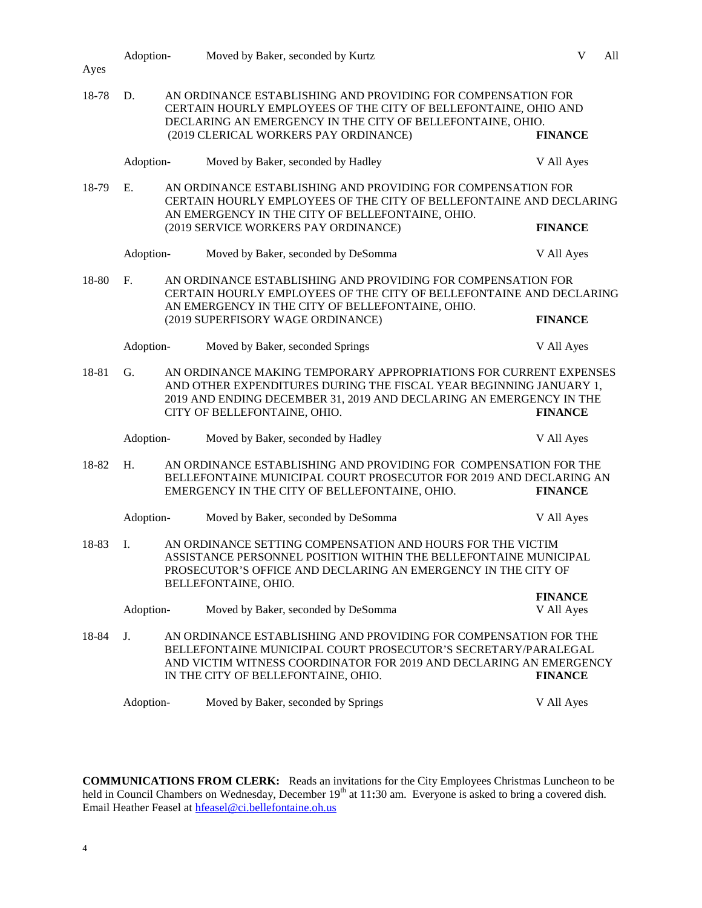Adoption- Moved by Baker, seconded by Kurtz V All Ayes

18-78 D. AN ORDINANCE ESTABLISHING AND PROVIDING FOR COMPENSATION FOR CERTAIN HOURLY EMPLOYEES OF THE CITY OF BELLEFONTAINE, OHIO AND DECLARING AN EMERGENCY IN THE CITY OF BELLEFONTAINE, OHIO. (2019 CLERICAL WORKERS PAY ORDINANCE) **FINANCE**

Adoption- Moved by Baker, seconded by Hadley V All Ayes

18-79 E. AN ORDINANCE ESTABLISHING AND PROVIDING FOR COMPENSATION FOR CERTAIN HOURLY EMPLOYEES OF THE CITY OF BELLEFONTAINE AND DECLARING AN EMERGENCY IN THE CITY OF BELLEFONTAINE, OHIO. (2019 SERVICE WORKERS PAY ORDINANCE) **FINANCE**

Adoption- Moved by Baker, seconded by DeSomma V All Ayes

18-80 F. AN ORDINANCE ESTABLISHING AND PROVIDING FOR COMPENSATION FOR CERTAIN HOURLY EMPLOYEES OF THE CITY OF BELLEFONTAINE AND DECLARING AN EMERGENCY IN THE CITY OF BELLEFONTAINE, OHIO. (2019 SUPERFISORY WAGE ORDINANCE) **FINANCE**

Adoption- Moved by Baker, seconded Springs V All Ayes

18-81 G. AN ORDINANCE MAKING TEMPORARY APPROPRIATIONS FOR CURRENT EXPENSES AND OTHER EXPENDITURES DURING THE FISCAL YEAR BEGINNING JANUARY 1, 2019 AND ENDING DECEMBER 31, 2019 AND DECLARING AN EMERGENCY IN THE CITY OF BELLEFONTAINE, OHIO. **FINANCE**

Adoption- Moved by Baker, seconded by Hadley V All Ayes

18-82 H. AN ORDINANCE ESTABLISHING AND PROVIDING FOR COMPENSATION FOR THE BELLEFONTAINE MUNICIPAL COURT PROSECUTOR FOR 2019 AND DECLARING AN EMERGENCY IN THE CITY OF BELLEFONTAINE, OHIO. **FINANCE**

Adoption- Moved by Baker, seconded by DeSomma V All Ayes

18-83 I. AN ORDINANCE SETTING COMPENSATION AND HOURS FOR THE VICTIM ASSISTANCE PERSONNEL POSITION WITHIN THE BELLEFONTAINE MUNICIPAL PROSECUTOR'S OFFICE AND DECLARING AN EMERGENCY IN THE CITY OF BELLEFONTAINE, OHIO. **FINANCE**

Adoption- Moved by Baker, seconded by DeSomma V All Ayes

18-84 J. AN ORDINANCE ESTABLISHING AND PROVIDING FOR COMPENSATION FOR THE BELLEFONTAINE MUNICIPAL COURT PROSECUTOR'S SECRETARY/PARALEGAL AND VICTIM WITNESS COORDINATOR FOR 2019 AND DECLARING AN EMERGENCY IN THE CITY OF BELLEFONTAINE, OHIO. **FINANCE**

Adoption- Moved by Baker, seconded by Springs V All Ayes

**COMMUNICATIONS FROM CLERK:** Reads an invitations for the City Employees Christmas Luncheon to be held in Council Chambers on Wednesday, December 19th at 11:30 am. Everyone is asked to bring a covered dish. Email Heather Feasel at hfeasel@ci.bellefontaine.oh.us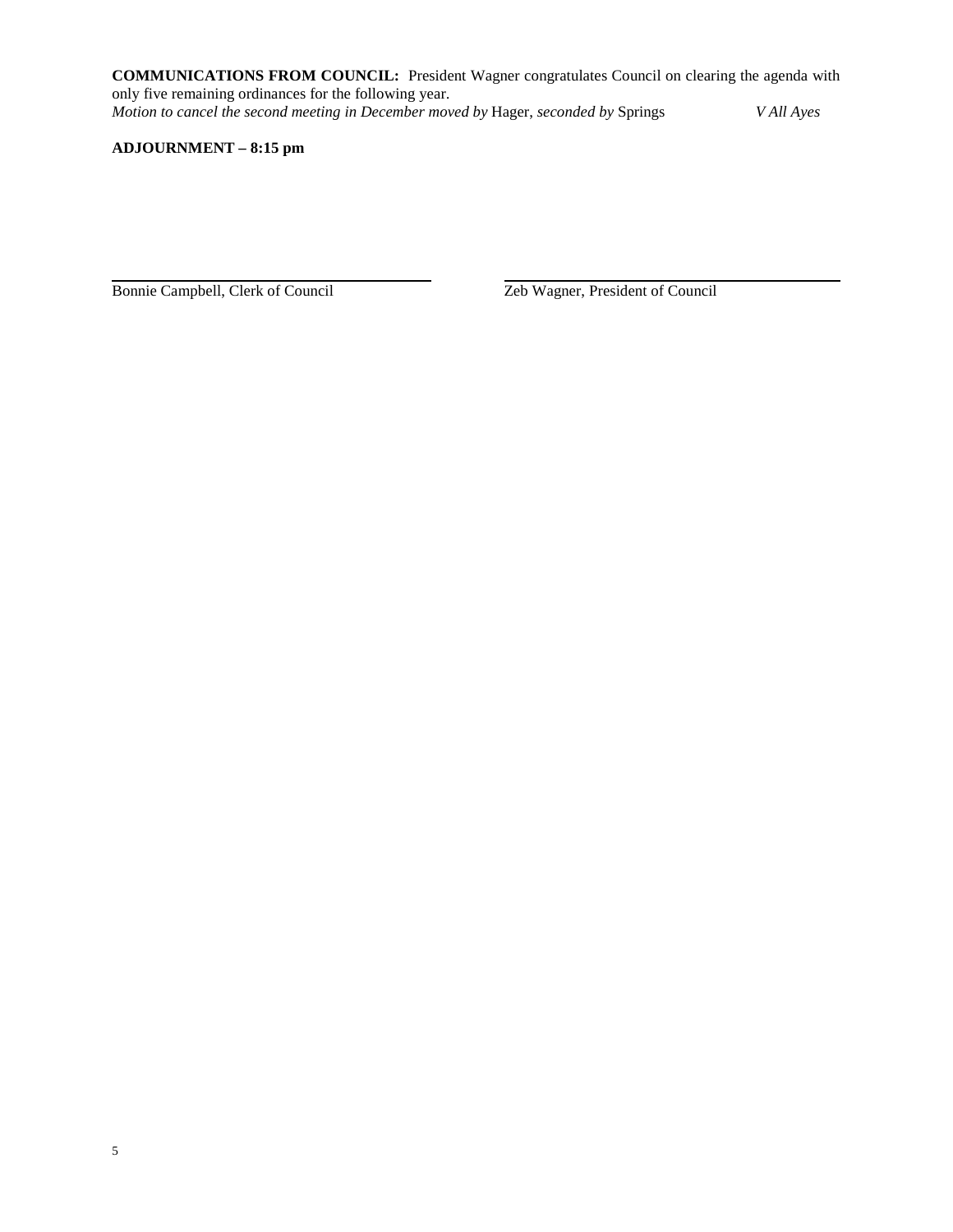**COMMUNICATIONS FROM COUNCIL:** President Wagner congratulates Council on clearing the agenda with only five remaining ordinances for the following year.
*Motion to cancel the second meeting in December moved by* Hager, *seconded by* Springs *V All Ayes*

**ADJOURNMENT – 8:15 pm**

Bonnie Campbell, Clerk of Council

Zeb Wagner, President of Council